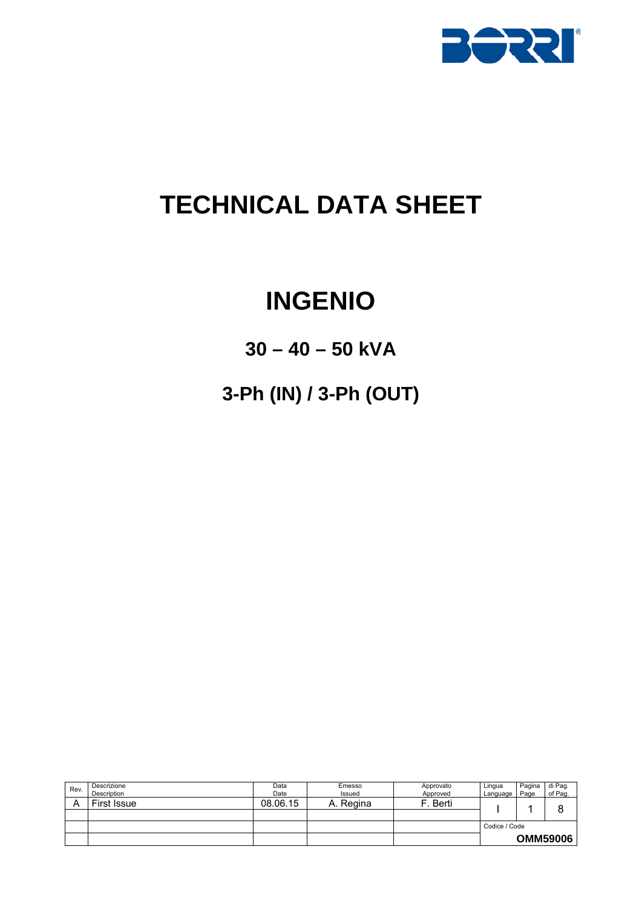# TECHNICAL DATA SHEET

# INGENIO

## 30 – 40 – 50 kVA

## 3-Ph (IN) / 3-Ph (OUT)

| Rev. | Descrizione<br>Description | Data<br>Date | Emesso<br>Issued | Approvato<br>Approved | Lingua<br>Language | Pagina<br>Page | di Pag.<br>of Pag. |
|---|---|---|---|---|---|---|---|
| A | First Issue | 08.06.15 | A. Regina | F. Berti | I | 1 | 8 |
| | | | | | Codice / Code | | |
| | | | | | **OMM59006** | | |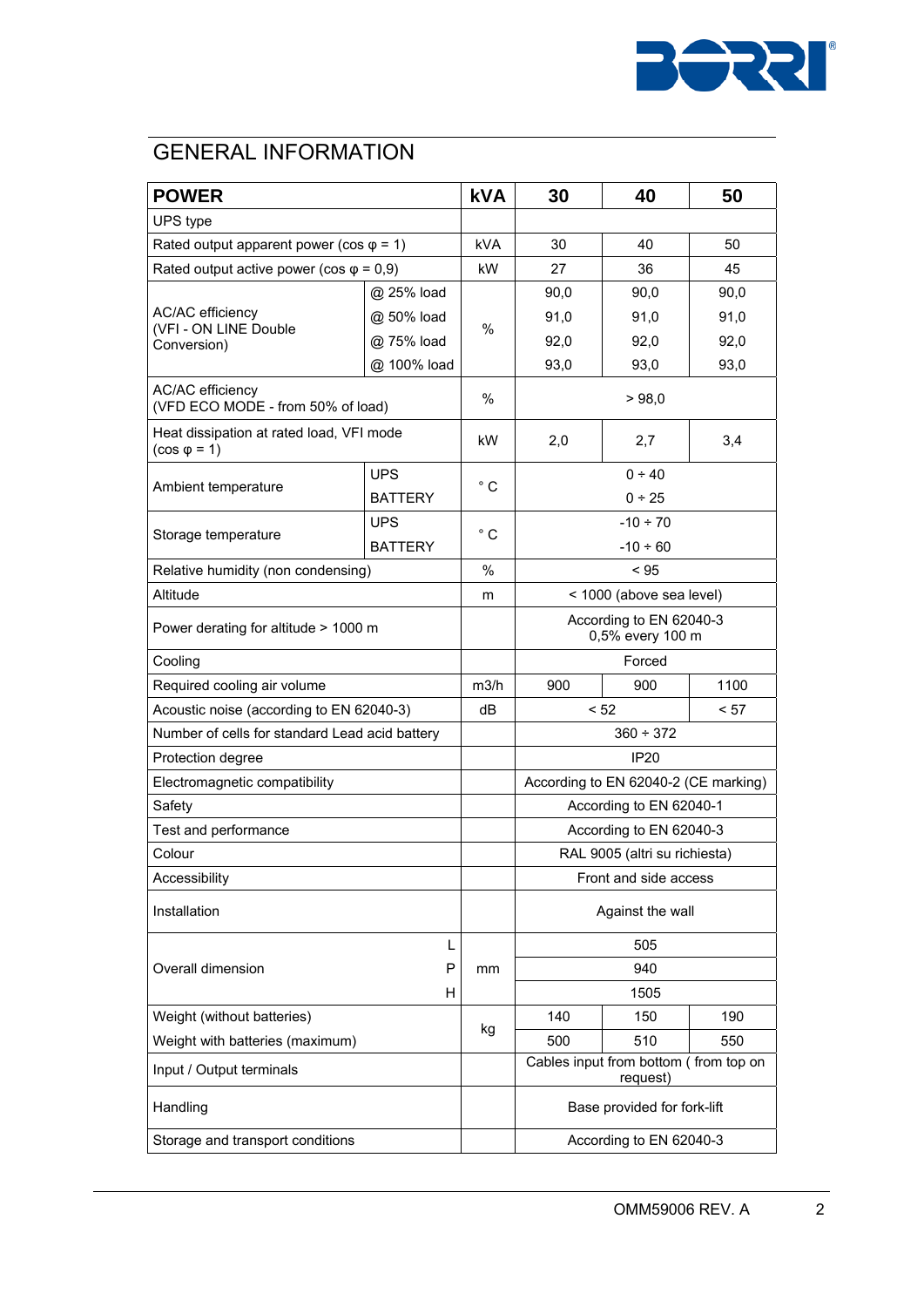# GENERAL INFORMATION

| POWER | | kVA | 30 | 40 | 50 |
|---|---|---|---|---|---|
| UPS type | | | | | |
| Rated output apparent power (cos φ = 1) | | kVA | 30 | 40 | 50 |
| Rated output active power (cos φ = 0,9) | | kW | 27 | 36 | 45 |
| AC/AC efficiency (VFI - ON LINE Double Conversion) | @ 25% load | % | 90,0 | 90,0 | 90,0 |
| | @ 50% load | | 91,0 | 91,0 | 91,0 |
| | @ 75% load | | 92,0 | 92,0 | 92,0 |
| | @ 100% load | | 93,0 | 93,0 | 93,0 |
| AC/AC efficiency (VFD ECO MODE - from 50% of load) | | % | > 98,0 | | |
| Heat dissipation at rated load, VFI mode (cos φ = 1) | | kW | 2,0 | 2,7 | 3,4 |
| Ambient temperature | UPS | ° C | 0 ÷ 40 | | |
| | BATTERY | | 0 ÷ 25 | | |
| Storage temperature | UPS | ° C | -10 ÷ 70 | | |
| | BATTERY | | -10 ÷ 60 | | |
| Relative humidity (non condensing) | | % | < 95 | | |
| Altitude | | m | < 1000 (above sea level) | | |
| Power derating for altitude > 1000 m | | | According to EN 62040-3 0,5% every 100 m | | |
| Cooling | | | Forced | | |
| Required cooling air volume | | m3/h | 900 | 900 | 1100 |
| Acoustic noise (according to EN 62040-3) | | dB | < 52 | | < 57 |
| Number of cells for standard Lead acid battery | | | 360 ÷ 372 | | |
| Protection degree | | | IP20 | | |
| Electromagnetic compatibility | | | According to EN 62040-2 (CE marking) | | |
| Safety | | | According to EN 62040-1 | | |
| Test and performance | | | According to EN 62040-3 | | |
| Colour | | | RAL 9005 (altri su richiesta) | | |
| Accessibility | | | Front and side access | | |
| Installation | | | Against the wall | | |
| Overall dimension | L | mm | 505 | | |
| | P | | 940 | | |
| | H | | 1505 | | |
| Weight (without batteries) | | kg | 140 | 150 | 190 |
| Weight with batteries (maximum) | | | 500 | 510 | 550 |
| Input / Output terminals | | | Cables input from bottom ( from top on request) | | |
| Handling | | | Base provided for fork-lift | | |
| Storage and transport conditions | | | According to EN 62040-3 | | |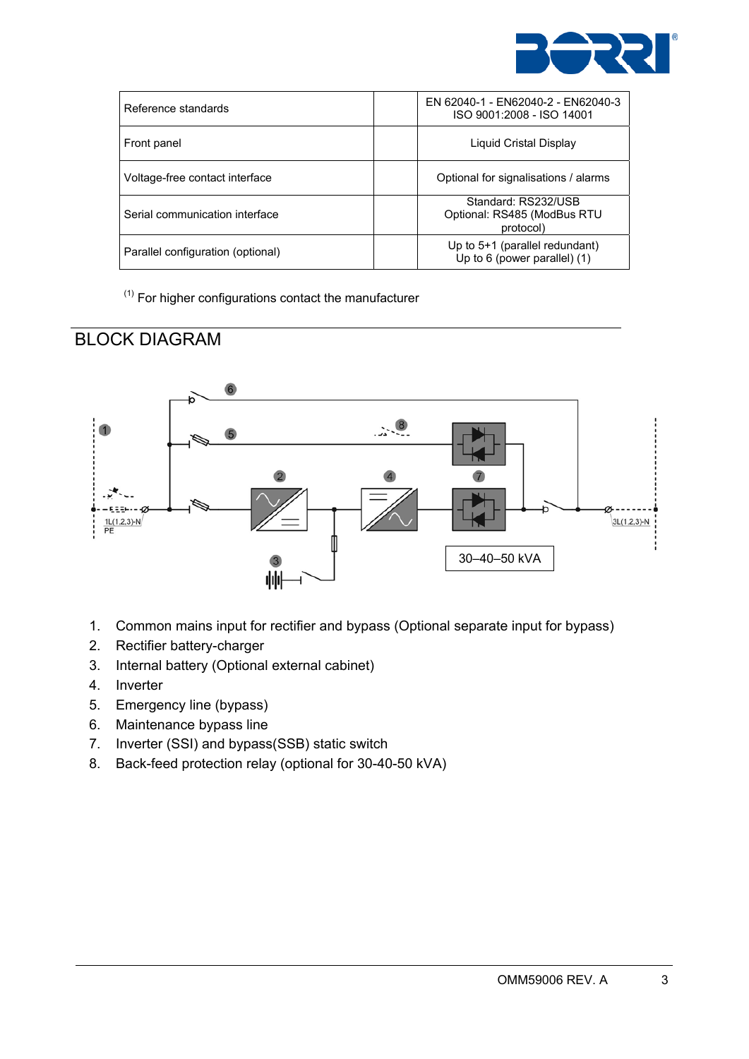| | | |
|---|---|---|
| Reference standards | | EN 62040-1 - EN62040-2 - EN62040-3<br>ISO 9001:2008 - ISO 14001 |
| Front panel | | Liquid Cristal Display |
| Voltage-free contact interface | | Optional for signalisations / alarms |
| Serial communication interface | | Standard: RS232/USB<br>Optional: RS485 (ModBus RTU protocol) |
| Parallel configuration (optional) | | Up to 5+1 (parallel redundant)<br>Up to 6 (power parallel) (1) |

(1) For higher configurations contact the manufacturer

## BLOCK DIAGRAM

1L(1,2,3)-N
PE

3L(1,2,3)-N

30–40–50 kVA

1. Common mains input for rectifier and bypass (Optional separate input for bypass)
2. Rectifier battery-charger
3. Internal battery (Optional external cabinet)
4. Inverter
5. Emergency line (bypass)
6. Maintenance bypass line
7. Inverter (SSI) and bypass(SSB) static switch
8. Back-feed protection relay (optional for 30-40-50 kVA)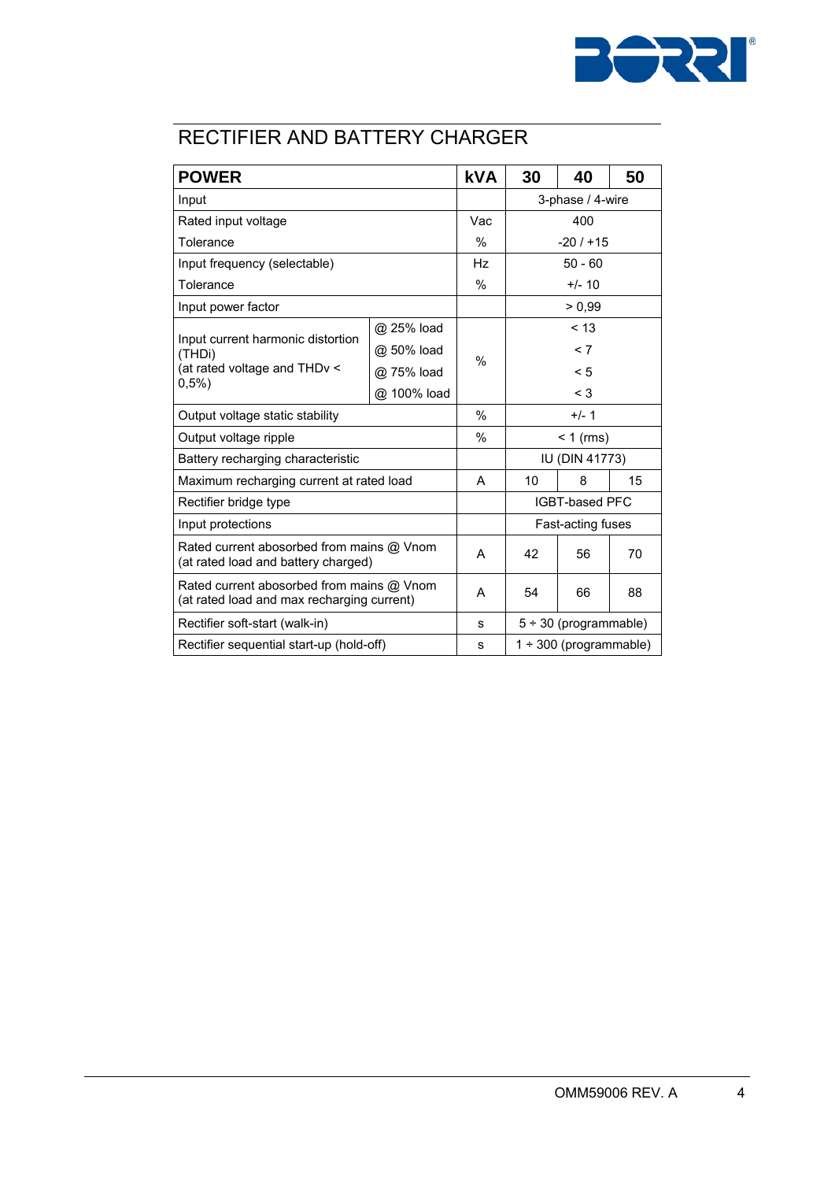# RECTIFIER AND BATTERY CHARGER

| POWER | | kVA | 30 | 40 | 50 |
|---|---|---|---|---|---|
| Input | | | 3-phase / 4-wire | | |
| Rated input voltage | | Vac | 400 | | |
| Tolerance | | % | -20 / +15 | | |
| Input frequency (selectable) | | Hz | 50 - 60 | | |
| Tolerance | | % | +/- 10 | | |
| Input power factor | | | > 0,99 | | |
| Input current harmonic distortion (THDi) (at rated voltage and THDv < 0,5%) | @ 25% load | % | < 13 | | |
| | @ 50% load | % | < 7 | | |
| | @ 75% load | % | < 5 | | |
| | @ 100% load | % | < 3 | | |
| Output voltage static stability | | % | +/- 1 | | |
| Output voltage ripple | | % | < 1 (rms) | | |
| Battery recharging characteristic | | | IU (DIN 41773) | | |
| Maximum recharging current at rated load | | A | 10 | 8 | 15 |
| Rectifier bridge type | | | IGBT-based PFC | | |
| Input protections | | | Fast-acting fuses | | |
| Rated current abosorbed from mains @ Vnom (at rated load and battery charged) | | A | 42 | 56 | 70 |
| Rated current abosorbed from mains @ Vnom (at rated load and max recharging current) | | A | 54 | 66 | 88 |
| Rectifier soft-start (walk-in) | | s | 5 ÷ 30 (programmable) | | |
| Rectifier sequential start-up (hold-off) | | s | 1 ÷ 300 (programmable) | | |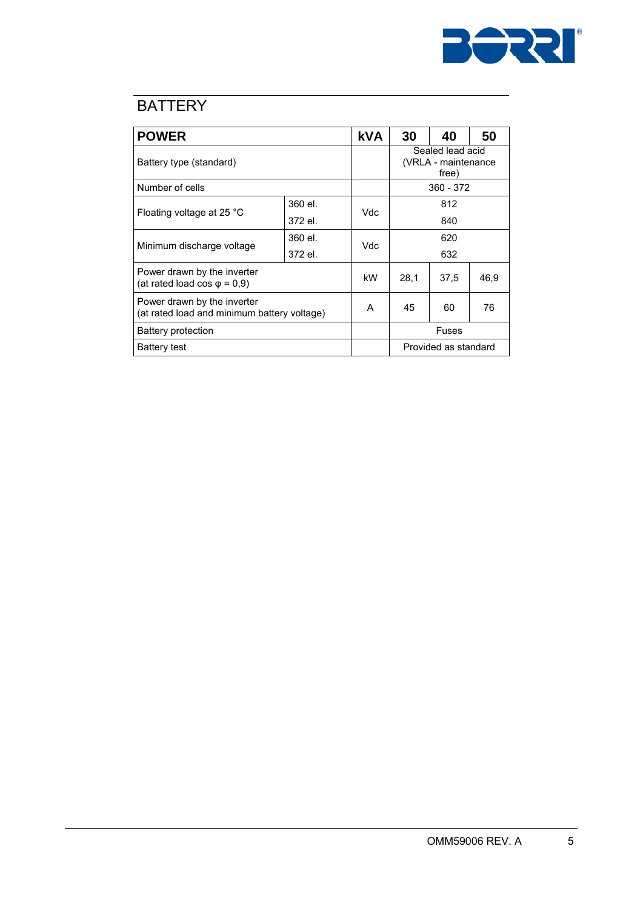# BATTERY

| POWER | | kVA | 30 | 40 | 50 |
|---|---|---|---|---|---|
| Battery type (standard) | | | Sealed lead acid (VRLA - maintenance free) | | |
| Number of cells | | | 360 - 372 | | |
| Floating voltage at 25 °C | 360 el. | Vdc | 812 | | |
| | 372 el. | | 840 | | |
| Minimum discharge voltage | 360 el. | Vdc | 620 | | |
| | 372 el. | | 632 | | |
| Power drawn by the inverter (at rated load cos φ = 0,9) | | kW | 28,1 | 37,5 | 46,9 |
| Power drawn by the inverter (at rated load and minimum battery voltage) | | A | 45 | 60 | 76 |
| Battery protection | | | Fuses | | |
| Battery test | | | Provided as standard | | |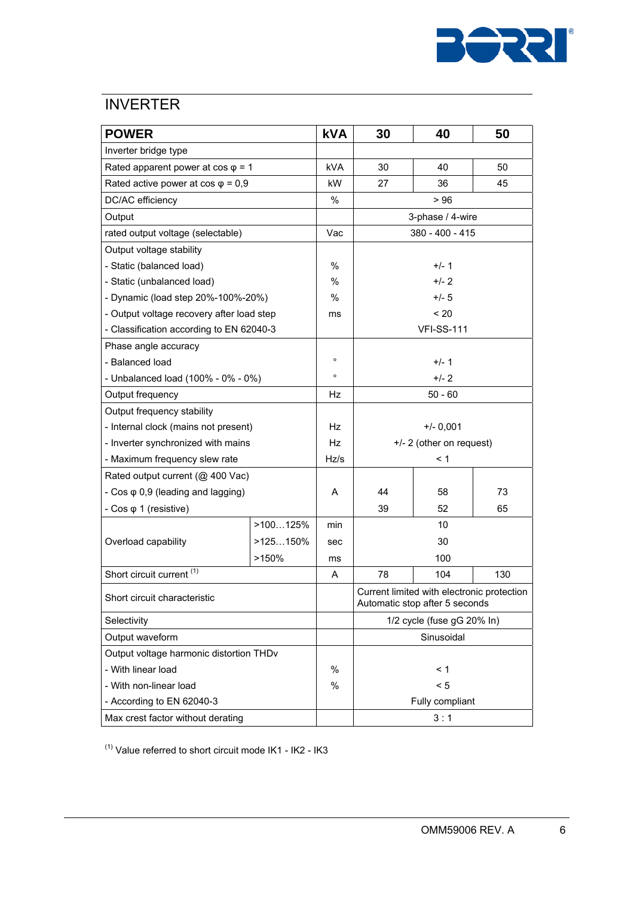## INVERTER

| POWER | | kVA | 30 | 40 | 50 |
|---|---|---|---|---|---|
| Inverter bridge type | | | | | |
| Rated apparent power at cos φ = 1 | | kVA | 30 | 40 | 50 |
| Rated active power at cos φ = 0,9 | | kW | 27 | 36 | 45 |
| DC/AC efficiency | | % | > 96 | | |
| Output | | | 3-phase / 4-wire | | |
| rated output voltage (selectable) | | Vac | 380 - 400 - 415 | | |
| Output voltage stability | | | | | |
| - Static (balanced load) | | % | +/- 1 | | |
| - Static (unbalanced load) | | % | +/- 2 | | |
| - Dynamic (load step 20%-100%-20%) | | % | +/- 5 | | |
| - Output voltage recovery after load step | | ms | < 20 | | |
| - Classification according to EN 62040-3 | | | VFI-SS-111 | | |
| Phase angle accuracy | | | | | |
| - Balanced load | | ° | +/- 1 | | |
| - Unbalanced load (100% - 0% - 0%) | | ° | +/- 2 | | |
| Output frequency | | Hz | 50 - 60 | | |
| Output frequency stability | | | | | |
| - Internal clock (mains not present) | | Hz | +/- 0,001 | | |
| - Inverter synchronized with mains | | Hz | +/- 2 (other on request) | | |
| - Maximum frequency slew rate | | Hz/s | < 1 | | |
| Rated output current (@ 400 Vac) | | | | | |
| - Cos φ 0,9 (leading and lagging) | | A | 44 | 58 | 73 |
| - Cos φ 1 (resistive) | | | 39 | 52 | 65 |
| Overload capability | >100…125% | min | 10 | | |
| | >125…150% | sec | 30 | | |
| | >150% | ms | 100 | | |
| Short circuit current [(1)] | | A | 78 | 104 | 130 |
| Short circuit characteristic | | | Current limited with electronic protection Automatic stop after 5 seconds | | |
| Selectivity | | | 1/2 cycle (fuse gG 20% In) | | |
| Output waveform | | | Sinusoidal | | |
| Output voltage harmonic distortion THDv | | | | | |
| - With linear load | | % | < 1 | | |
| - With non-linear load | | % | < 5 | | |
| - According to EN 62040-3 | | | Fully compliant | | |
| Max crest factor without derating | | | 3 : 1 | | |

[(1)] Value referred to short circuit mode IK1 - IK2 - IK3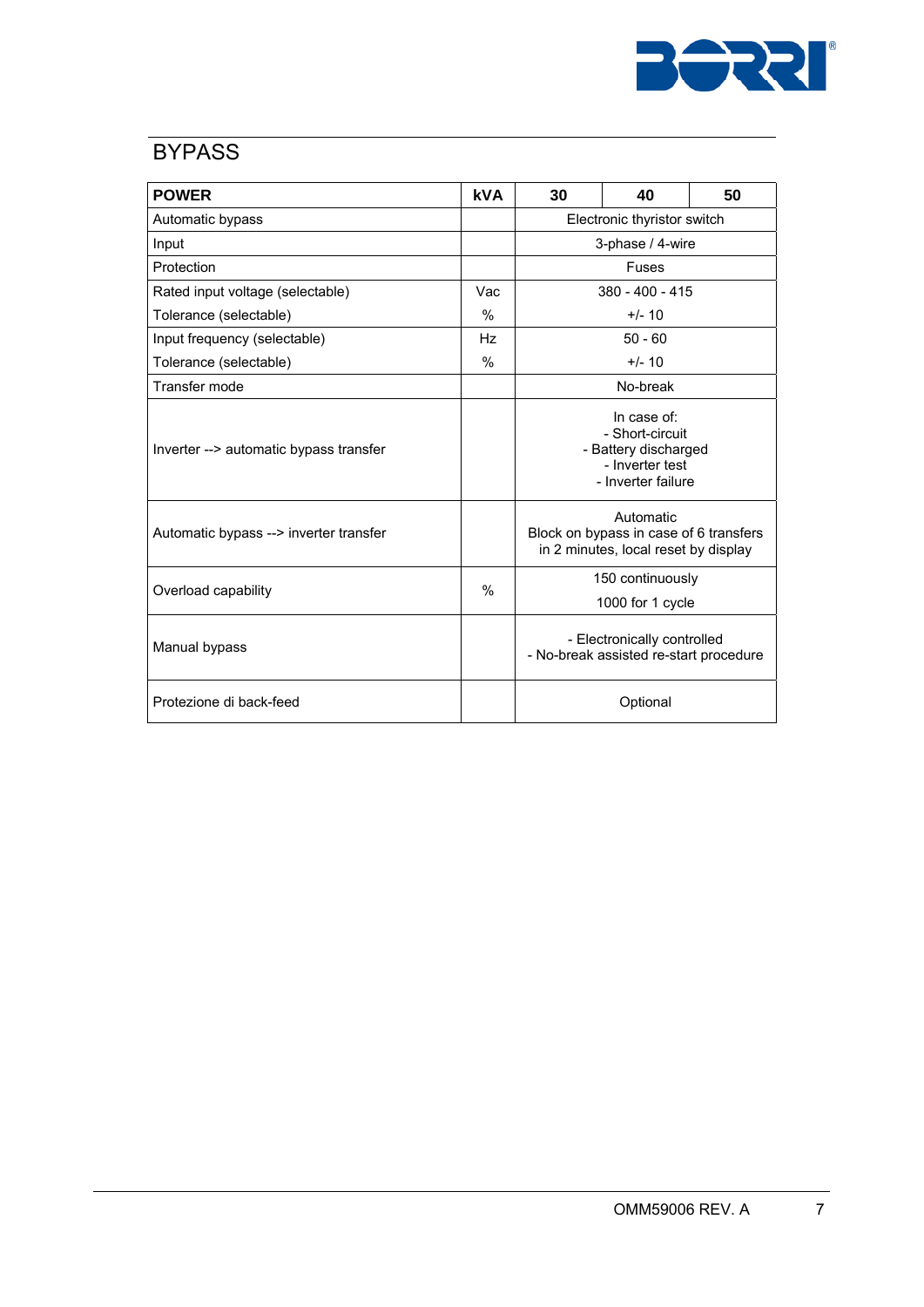## BYPASS

| POWER | kVA | 30 | 40 | 50 |
|---|---|---|---|---|
| Automatic bypass | | Electronic thyristor switch | | |
| Input | | 3-phase / 4-wire | | |
| Protection | | Fuses | | |
| Rated input voltage (selectable) | Vac | 380 - 400 - 415 | | |
| Tolerance (selectable) | % | +/- 10 | | |
| Input frequency (selectable) | Hz | 50 - 60 | | |
| Tolerance (selectable) | % | +/- 10 | | |
| Transfer mode | | No-break | | |
| Inverter --> automatic bypass transfer | | In case of:<br>- Short-circuit<br>- Battery discharged<br>- Inverter test<br>- Inverter failure | | |
| Automatic bypass --> inverter transfer | | Automatic<br>Block on bypass in case of 6 transfers in 2 minutes, local reset by display | | |
| Overload capability | % | 150 continuously<br>1000 for 1 cycle | | |
| Manual bypass | | - Electronically controlled<br>- No-break assisted re-start procedure | | |
| Protezione di back-feed | | Optional | | |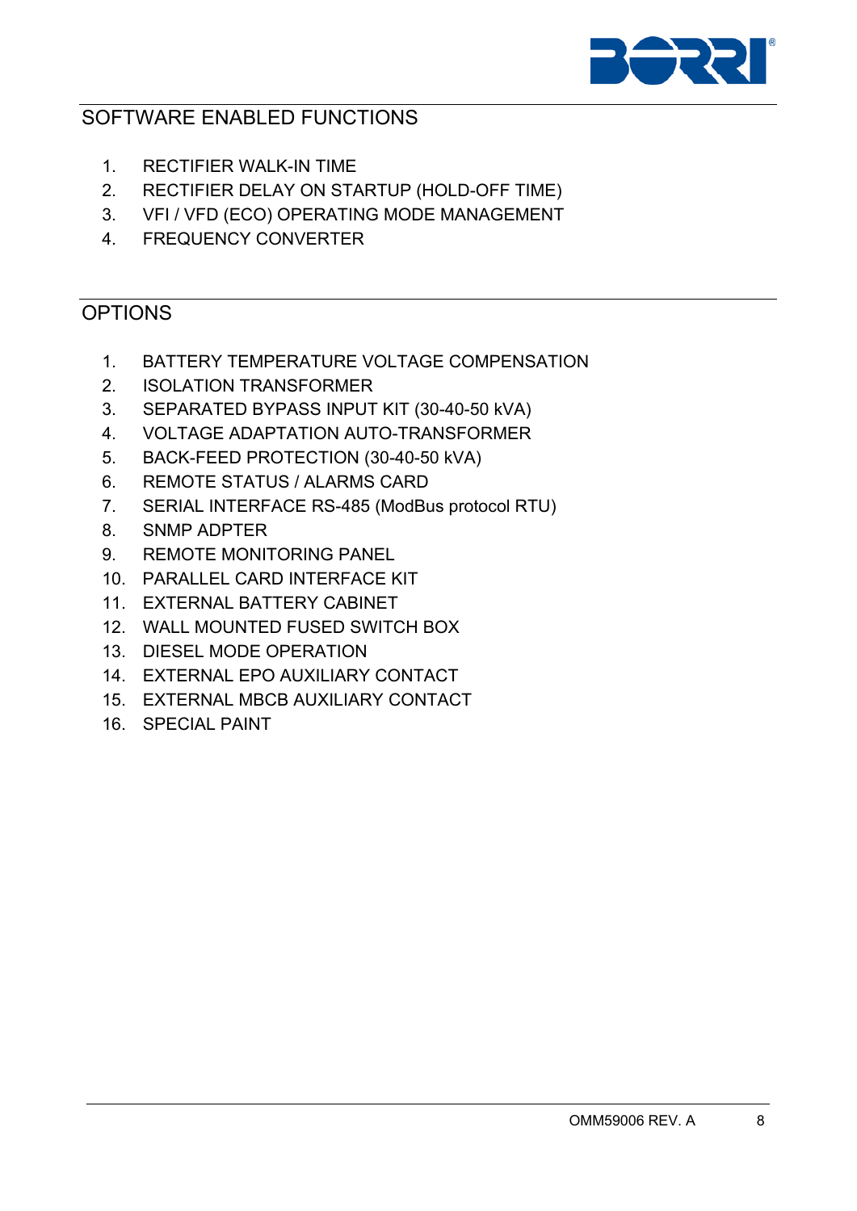## SOFTWARE ENABLED FUNCTIONS

1. RECTIFIER WALK-IN TIME
2. RECTIFIER DELAY ON STARTUP (HOLD-OFF TIME)
3. VFI / VFD (ECO) OPERATING MODE MANAGEMENT
4. FREQUENCY CONVERTER

## OPTIONS

1. BATTERY TEMPERATURE VOLTAGE COMPENSATION
2. ISOLATION TRANSFORMER
3. SEPARATED BYPASS INPUT KIT (30-40-50 kVA)
4. VOLTAGE ADAPTATION AUTO-TRANSFORMER
5. BACK-FEED PROTECTION (30-40-50 kVA)
6. REMOTE STATUS / ALARMS CARD
7. SERIAL INTERFACE RS-485 (ModBus protocol RTU)
8. SNMP ADPTER
9. REMOTE MONITORING PANEL
10. PARALLEL CARD INTERFACE KIT
11. EXTERNAL BATTERY CABINET
12. WALL MOUNTED FUSED SWITCH BOX
13. DIESEL MODE OPERATION
14. EXTERNAL EPO AUXILIARY CONTACT
15. EXTERNAL MBCB AUXILIARY CONTACT
16. SPECIAL PAINT